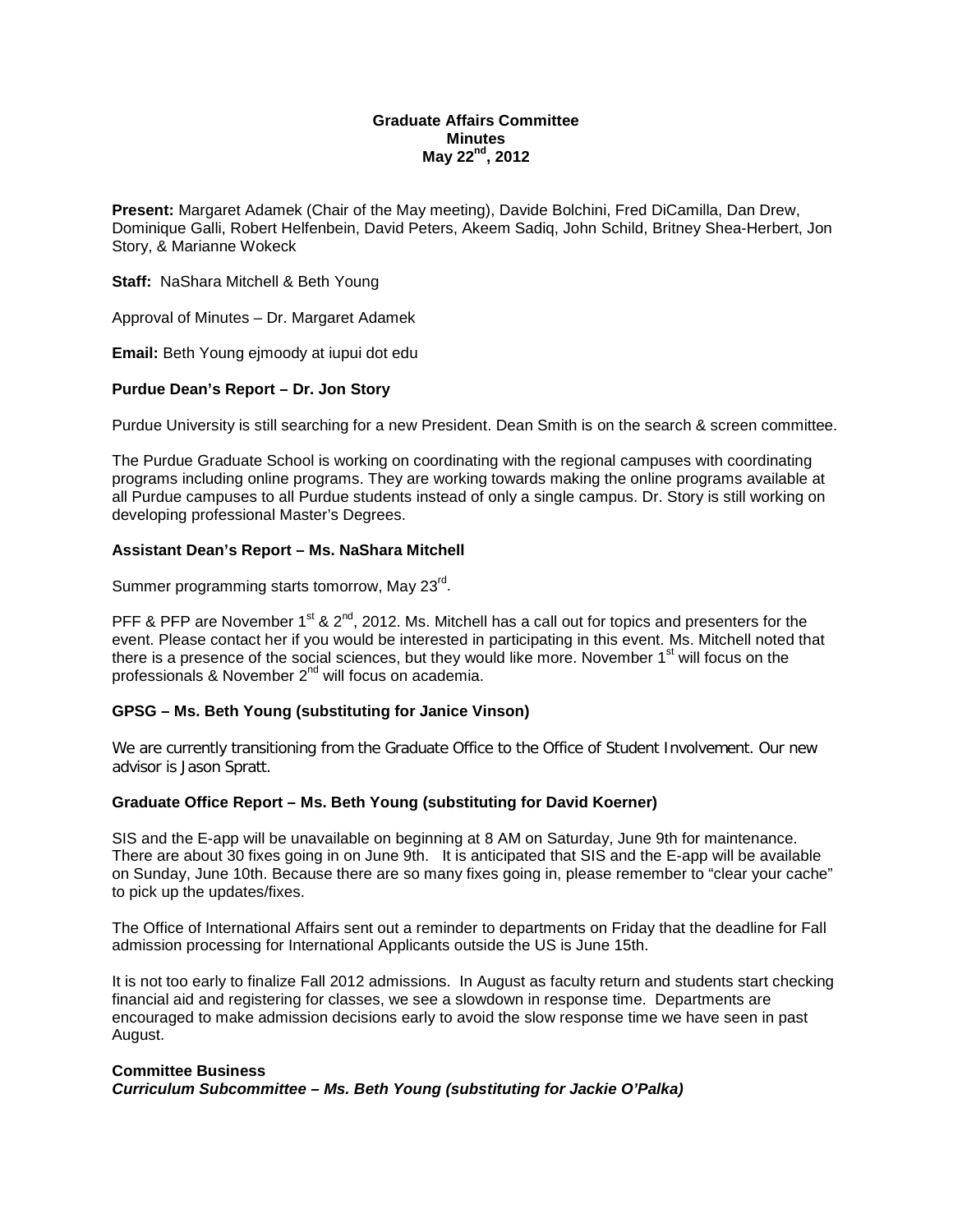**Graduate Affairs Committee**
**Minutes**
**May 22nd, 2012**

**Present:** Margaret Adamek (Chair of the May meeting), Davide Bolchini, Fred DiCamilla, Dan Drew, Dominique Galli, Robert Helfenbein, David Peters, Akeem Sadiq, John Schild, Britney Shea-Herbert, Jon Story, & Marianne Wokeck

**Staff:** NaShara Mitchell & Beth Young

Approval of Minutes – Dr. Margaret Adamek

**Email:** Beth Young ejmoody at iupui dot edu

**Purdue Dean's Report – Dr. Jon Story**

Purdue University is still searching for a new President. Dean Smith is on the search & screen committee.

The Purdue Graduate School is working on coordinating with the regional campuses with coordinating programs including online programs. They are working towards making the online programs available at all Purdue campuses to all Purdue students instead of only a single campus. Dr. Story is still working on developing professional Master's Degrees.

**Assistant Dean's Report – Ms. NaShara Mitchell**

Summer programming starts tomorrow, May 23rd.

PFF & PFP are November 1st & 2nd, 2012. Ms. Mitchell has a call out for topics and presenters for the event. Please contact her if you would be interested in participating in this event. Ms. Mitchell noted that there is a presence of the social sciences, but they would like more. November 1st will focus on the professionals & November 2nd will focus on academia.

**GPSG – Ms. Beth Young (substituting for Janice Vinson)**

We are currently transitioning from the Graduate Office to the Office of Student Involvement. Our new advisor is Jason Spratt.

**Graduate Office Report – Ms. Beth Young (substituting for David Koerner)**

SIS and the E-app will be unavailable on beginning at 8 AM on Saturday, June 9th for maintenance. There are about 30 fixes going in on June 9th. It is anticipated that SIS and the E-app will be available on Sunday, June 10th. Because there are so many fixes going in, please remember to "clear your cache" to pick up the updates/fixes.

The Office of International Affairs sent out a reminder to departments on Friday that the deadline for Fall admission processing for International Applicants outside the US is June 15th.

It is not too early to finalize Fall 2012 admissions. In August as faculty return and students start checking financial aid and registering for classes, we see a slowdown in response time. Departments are encouraged to make admission decisions early to avoid the slow response time we have seen in past August.

**Committee Business**

***Curriculum Subcommittee – Ms. Beth Young (substituting for Jackie O'Palka)***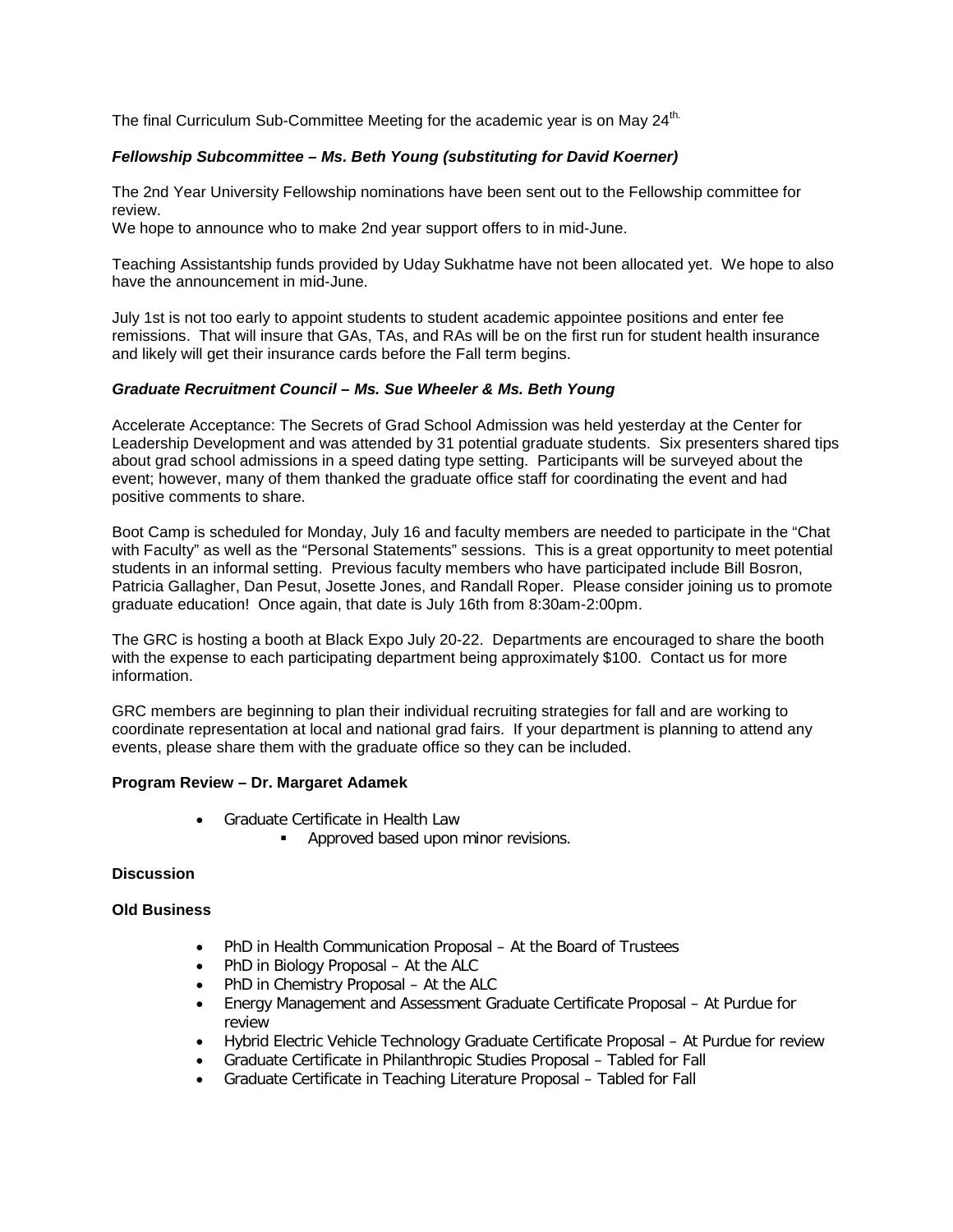The final Curriculum Sub-Committee Meeting for the academic year is on May 24th.

***Fellowship Subcommittee – Ms. Beth Young (substituting for David Koerner)***

The 2nd Year University Fellowship nominations have been sent out to the Fellowship committee for review.
We hope to announce who to make 2nd year support offers to in mid-June.

Teaching Assistantship funds provided by Uday Sukhatme have not been allocated yet. We hope to also have the announcement in mid-June.

July 1st is not too early to appoint students to student academic appointee positions and enter fee remissions. That will insure that GAs, TAs, and RAs will be on the first run for student health insurance and likely will get their insurance cards before the Fall term begins.

***Graduate Recruitment Council – Ms. Sue Wheeler & Ms. Beth Young***

Accelerate Acceptance: The Secrets of Grad School Admission was held yesterday at the Center for Leadership Development and was attended by 31 potential graduate students. Six presenters shared tips about grad school admissions in a speed dating type setting. Participants will be surveyed about the event; however, many of them thanked the graduate office staff for coordinating the event and had positive comments to share.

Boot Camp is scheduled for Monday, July 16 and faculty members are needed to participate in the "Chat with Faculty" as well as the "Personal Statements" sessions. This is a great opportunity to meet potential students in an informal setting. Previous faculty members who have participated include Bill Bosron, Patricia Gallagher, Dan Pesut, Josette Jones, and Randall Roper. Please consider joining us to promote graduate education! Once again, that date is July 16th from 8:30am-2:00pm.

The GRC is hosting a booth at Black Expo July 20-22. Departments are encouraged to share the booth with the expense to each participating department being approximately $100. Contact us for more information.

GRC members are beginning to plan their individual recruiting strategies for fall and are working to coordinate representation at local and national grad fairs. If your department is planning to attend any events, please share them with the graduate office so they can be included.

**Program Review – Dr. Margaret Adamek**

- Graduate Certificate in Health Law
    - Approved based upon minor revisions.

**Discussion**

**Old Business**

- PhD in Health Communication Proposal – At the Board of Trustees
- PhD in Biology Proposal – At the ALC
- PhD in Chemistry Proposal – At the ALC
- Energy Management and Assessment Graduate Certificate Proposal – At Purdue for review
- Hybrid Electric Vehicle Technology Graduate Certificate Proposal – At Purdue for review
- Graduate Certificate in Philanthropic Studies Proposal – Tabled for Fall
- Graduate Certificate in Teaching Literature Proposal – Tabled for Fall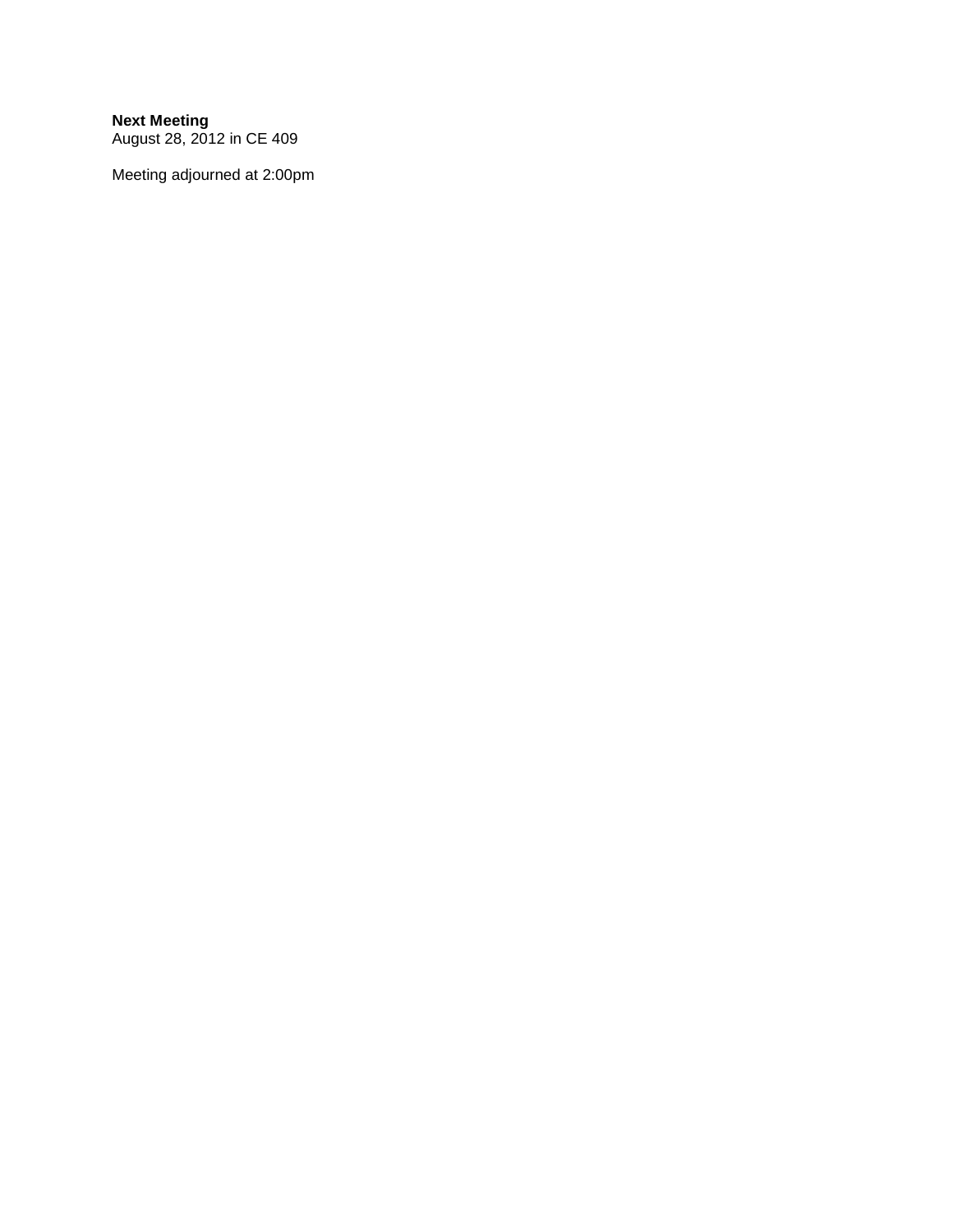**Next Meeting**
August 28, 2012 in CE 409

Meeting adjourned at 2:00pm